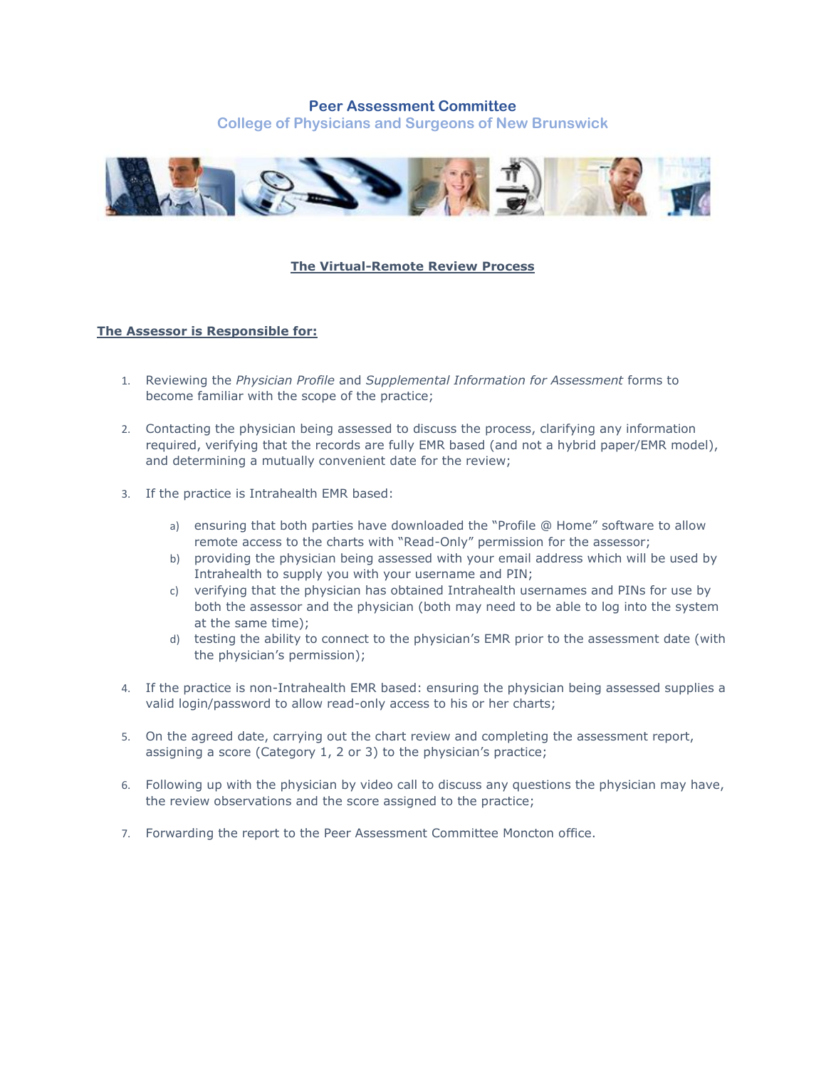# Peer Assessment Committee

## College of Physicians and Surgeons of New Brunswick

### **The Virtual-Remote Review Process**

**The Assessor is Responsible for:**

1. Reviewing the *Physician Profile* and *Supplemental Information for Assessment* forms to become familiar with the scope of the practice;

2. Contacting the physician being assessed to discuss the process, clarifying any information required, verifying that the records are fully EMR based (and not a hybrid paper/EMR model), and determining a mutually convenient date for the review;

3. If the practice is Intrahealth EMR based:

   a) ensuring that both parties have downloaded the "Profile @ Home" software to allow remote access to the charts with "Read-Only" permission for the assessor;
   b) providing the physician being assessed with your email address which will be used by Intrahealth to supply you with your username and PIN;
   c) verifying that the physician has obtained Intrahealth usernames and PINs for use by both the assessor and the physician (both may need to be able to log into the system at the same time);
   d) testing the ability to connect to the physician's EMR prior to the assessment date (with the physician's permission);

4. If the practice is non-Intrahealth EMR based: ensuring the physician being assessed supplies a valid login/password to allow read-only access to his or her charts;

5. On the agreed date, carrying out the chart review and completing the assessment report, assigning a score (Category 1, 2 or 3) to the physician's practice;

6. Following up with the physician by video call to discuss any questions the physician may have, the review observations and the score assigned to the practice;

7. Forwarding the report to the Peer Assessment Committee Moncton office.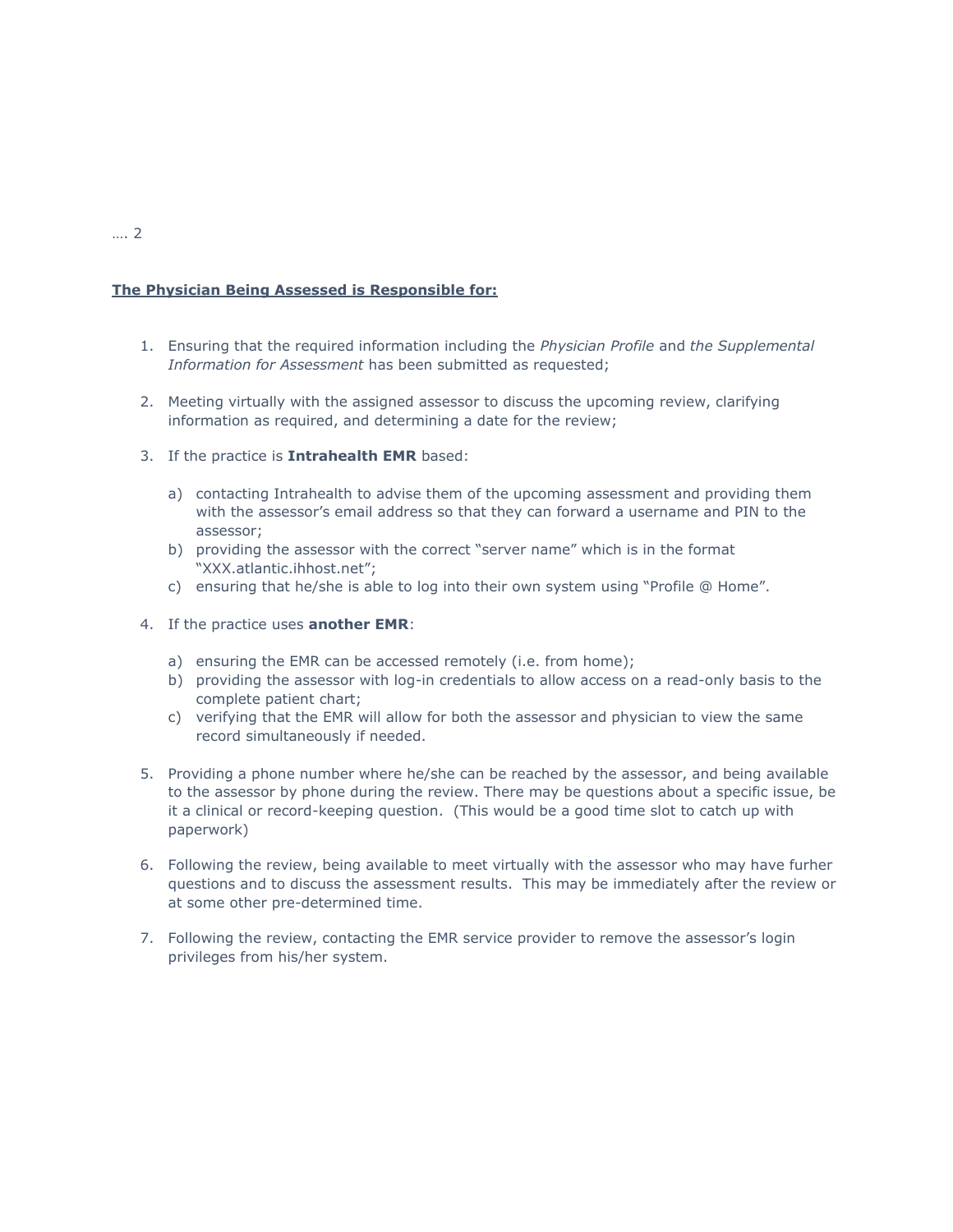**The Physician Being Assessed is Responsible for:**

1. Ensuring that the required information including the *Physician Profile* and *the Supplemental Information for Assessment* has been submitted as requested;

2. Meeting virtually with the assigned assessor to discuss the upcoming review, clarifying information as required, and determining a date for the review;

3. If the practice is **Intrahealth EMR** based:

   a) contacting Intrahealth to advise them of the upcoming assessment and providing them with the assessor's email address so that they can forward a username and PIN to the assessor;
   b) providing the assessor with the correct "server name" which is in the format "XXX.atlantic.ihhost.net";
   c) ensuring that he/she is able to log into their own system using "Profile @ Home".

4. If the practice uses **another EMR**:

   a) ensuring the EMR can be accessed remotely (i.e. from home);
   b) providing the assessor with log-in credentials to allow access on a read-only basis to the complete patient chart;
   c) verifying that the EMR will allow for both the assessor and physician to view the same record simultaneously if needed.

5. Providing a phone number where he/she can be reached by the assessor, and being available to the assessor by phone during the review. There may be questions about a specific issue, be it a clinical or record-keeping question. (This would be a good time slot to catch up with paperwork)

6. Following the review, being available to meet virtually with the assessor who may have furher questions and to discuss the assessment results. This may be immediately after the review or at some other pre-determined time.

7. Following the review, contacting the EMR service provider to remove the assessor's login privileges from his/her system.